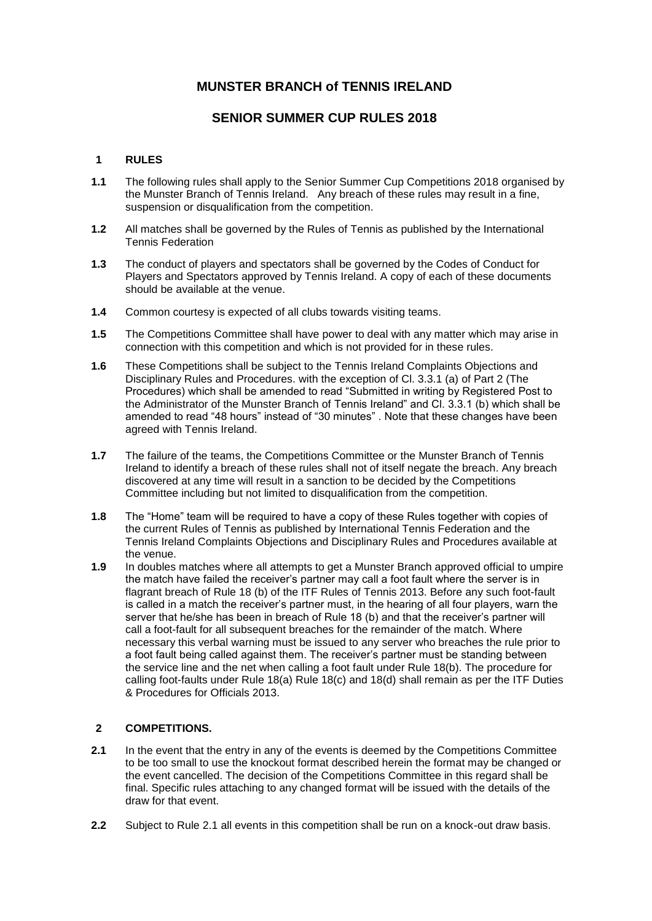# MUNSTER BRANCH of TENNIS IRELAND

## SENIOR SUMMER CUP RULES 2018

### 1 RULES

**1.1** The following rules shall apply to the Senior Summer Cup Competitions 2018 organised by the Munster Branch of Tennis Ireland. Any breach of these rules may result in a fine, suspension or disqualification from the competition.

**1.2** All matches shall be governed by the Rules of Tennis as published by the International Tennis Federation

**1.3** The conduct of players and spectators shall be governed by the Codes of Conduct for Players and Spectators approved by Tennis Ireland. A copy of each of these documents should be available at the venue.

**1.4** Common courtesy is expected of all clubs towards visiting teams.

**1.5** The Competitions Committee shall have power to deal with any matter which may arise in connection with this competition and which is not provided for in these rules.

**1.6** These Competitions shall be subject to the Tennis Ireland Complaints Objections and Disciplinary Rules and Procedures. with the exception of Cl. 3.3.1 (a) of Part 2 (The Procedures) which shall be amended to read "Submitted in writing by Registered Post to the Administrator of the Munster Branch of Tennis Ireland" and Cl. 3.3.1 (b) which shall be amended to read "48 hours" instead of "30 minutes" . Note that these changes have been agreed with Tennis Ireland.

**1.7** The failure of the teams, the Competitions Committee or the Munster Branch of Tennis Ireland to identify a breach of these rules shall not of itself negate the breach. Any breach discovered at any time will result in a sanction to be decided by the Competitions Committee including but not limited to disqualification from the competition.

**1.8** The "Home" team will be required to have a copy of these Rules together with copies of the current Rules of Tennis as published by International Tennis Federation and the Tennis Ireland Complaints Objections and Disciplinary Rules and Procedures available at the venue.

**1.9** In doubles matches where all attempts to get a Munster Branch approved official to umpire the match have failed the receiver's partner may call a foot fault where the server is in flagrant breach of Rule 18 (b) of the ITF Rules of Tennis 2013. Before any such foot-fault is called in a match the receiver's partner must, in the hearing of all four players, warn the server that he/she has been in breach of Rule 18 (b) and that the receiver's partner will call a foot-fault for all subsequent breaches for the remainder of the match. Where necessary this verbal warning must be issued to any server who breaches the rule prior to a foot fault being called against them. The receiver's partner must be standing between the service line and the net when calling a foot fault under Rule 18(b). The procedure for calling foot-faults under Rule 18(a) Rule 18(c) and 18(d) shall remain as per the ITF Duties & Procedures for Officials 2013.

### 2 COMPETITIONS.

**2.1** In the event that the entry in any of the events is deemed by the Competitions Committee to be too small to use the knockout format described herein the format may be changed or the event cancelled. The decision of the Competitions Committee in this regard shall be final. Specific rules attaching to any changed format will be issued with the details of the draw for that event.

**2.2** Subject to Rule 2.1 all events in this competition shall be run on a knock-out draw basis.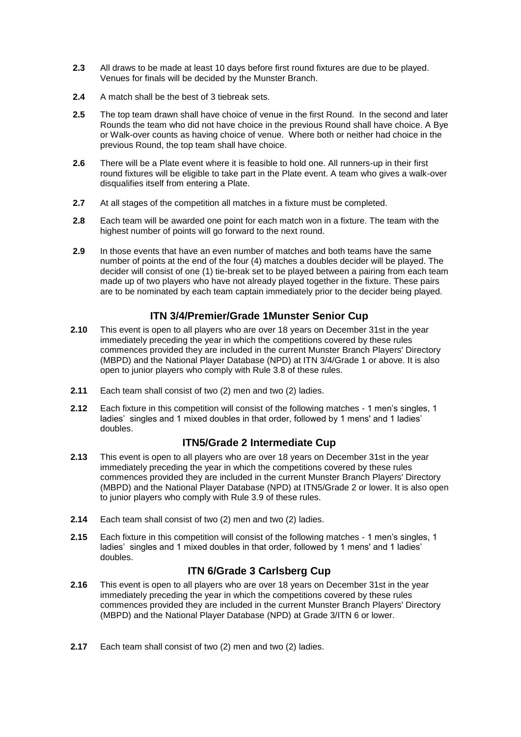**2.3** All draws to be made at least 10 days before first round fixtures are due to be played. Venues for finals will be decided by the Munster Branch.

**2.4** A match shall be the best of 3 tiebreak sets.

**2.5** The top team drawn shall have choice of venue in the first Round. In the second and later Rounds the team who did not have choice in the previous Round shall have choice. A Bye or Walk-over counts as having choice of venue. Where both or neither had choice in the previous Round, the top team shall have choice.

**2.6** There will be a Plate event where it is feasible to hold one. All runners-up in their first round fixtures will be eligible to take part in the Plate event. A team who gives a walk-over disqualifies itself from entering a Plate.

**2.7** At all stages of the competition all matches in a fixture must be completed.

**2.8** Each team will be awarded one point for each match won in a fixture. The team with the highest number of points will go forward to the next round.

**2.9** In those events that have an even number of matches and both teams have the same number of points at the end of the four (4) matches a doubles decider will be played. The decider will consist of one (1) tie-break set to be played between a pairing from each team made up of two players who have not already played together in the fixture. These pairs are to be nominated by each team captain immediately prior to the decider being played.

## ITN 3/4/Premier/Grade 1Munster Senior Cup

**2.10** This event is open to all players who are over 18 years on December 31st in the year immediately preceding the year in which the competitions covered by these rules commences provided they are included in the current Munster Branch Players' Directory (MBPD) and the National Player Database (NPD) at ITN 3/4/Grade 1 or above. It is also open to junior players who comply with Rule 3.8 of these rules.

**2.11** Each team shall consist of two (2) men and two (2) ladies.

**2.12** Each fixture in this competition will consist of the following matches - 1 men's singles, 1 ladies' singles and 1 mixed doubles in that order, followed by 1 mens' and 1 ladies' doubles.

## ITN5/Grade 2 Intermediate Cup

**2.13** This event is open to all players who are over 18 years on December 31st in the year immediately preceding the year in which the competitions covered by these rules commences provided they are included in the current Munster Branch Players' Directory (MBPD) and the National Player Database (NPD) at ITN5/Grade 2 or lower. It is also open to junior players who comply with Rule 3.9 of these rules.

**2.14** Each team shall consist of two (2) men and two (2) ladies.

**2.15** Each fixture in this competition will consist of the following matches - 1 men's singles, 1 ladies' singles and 1 mixed doubles in that order, followed by 1 mens' and 1 ladies' doubles.

## ITN 6/Grade 3 Carlsberg Cup

**2.16** This event is open to all players who are over 18 years on December 31st in the year immediately preceding the year in which the competitions covered by these rules commences provided they are included in the current Munster Branch Players' Directory (MBPD) and the National Player Database (NPD) at Grade 3/ITN 6 or lower.

**2.17** Each team shall consist of two (2) men and two (2) ladies.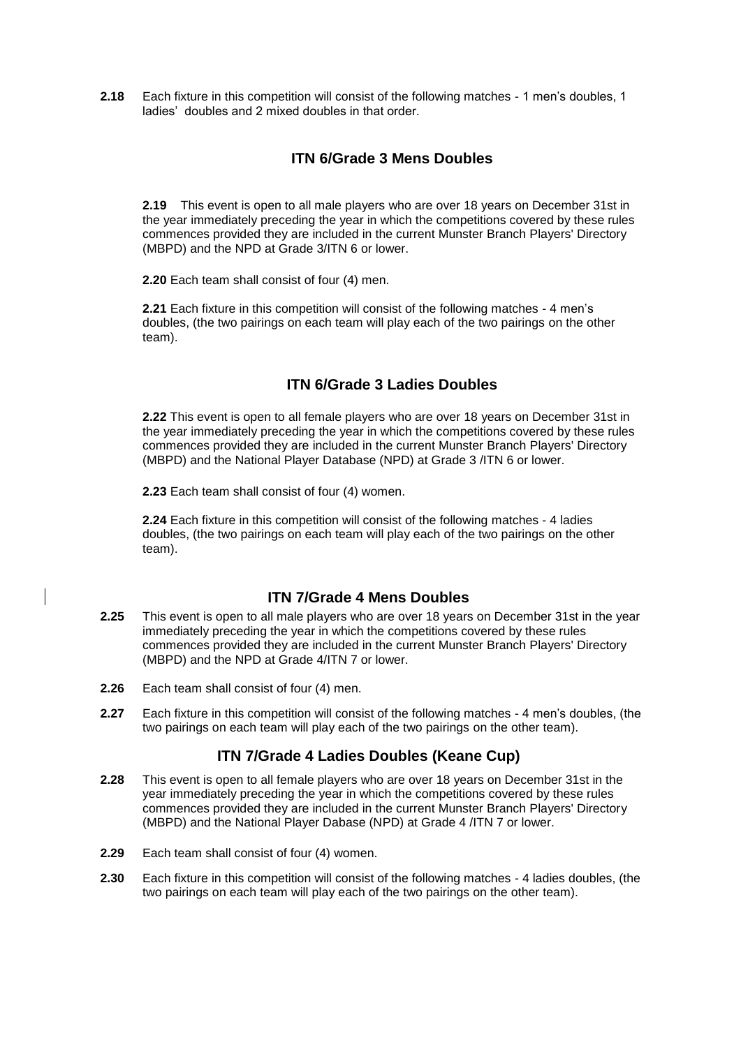**2.18** Each fixture in this competition will consist of the following matches - 1 men's doubles, 1 ladies' doubles and 2 mixed doubles in that order.

## ITN 6/Grade 3 Mens Doubles

**2.19** This event is open to all male players who are over 18 years on December 31st in the year immediately preceding the year in which the competitions covered by these rules commences provided they are included in the current Munster Branch Players' Directory (MBPD) and the NPD at Grade 3/ITN 6 or lower.

**2.20** Each team shall consist of four (4) men.

**2.21** Each fixture in this competition will consist of the following matches - 4 men's doubles, (the two pairings on each team will play each of the two pairings on the other team).

## ITN 6/Grade 3 Ladies Doubles

**2.22** This event is open to all female players who are over 18 years on December 31st in the year immediately preceding the year in which the competitions covered by these rules commences provided they are included in the current Munster Branch Players' Directory (MBPD) and the National Player Database (NPD) at Grade 3 /ITN 6 or lower.

**2.23** Each team shall consist of four (4) women.

**2.24** Each fixture in this competition will consist of the following matches - 4 ladies doubles, (the two pairings on each team will play each of the two pairings on the other team).

## ITN 7/Grade 4 Mens Doubles

**2.25** This event is open to all male players who are over 18 years on December 31st in the year immediately preceding the year in which the competitions covered by these rules commences provided they are included in the current Munster Branch Players' Directory (MBPD) and the NPD at Grade 4/ITN 7 or lower.

**2.26** Each team shall consist of four (4) men.

**2.27** Each fixture in this competition will consist of the following matches - 4 men's doubles, (the two pairings on each team will play each of the two pairings on the other team).

## ITN 7/Grade 4 Ladies Doubles (Keane Cup)

**2.28** This event is open to all female players who are over 18 years on December 31st in the year immediately preceding the year in which the competitions covered by these rules commences provided they are included in the current Munster Branch Players' Directory (MBPD) and the National Player Dabase (NPD) at Grade 4 /ITN 7 or lower.

**2.29** Each team shall consist of four (4) women.

**2.30** Each fixture in this competition will consist of the following matches - 4 ladies doubles, (the two pairings on each team will play each of the two pairings on the other team).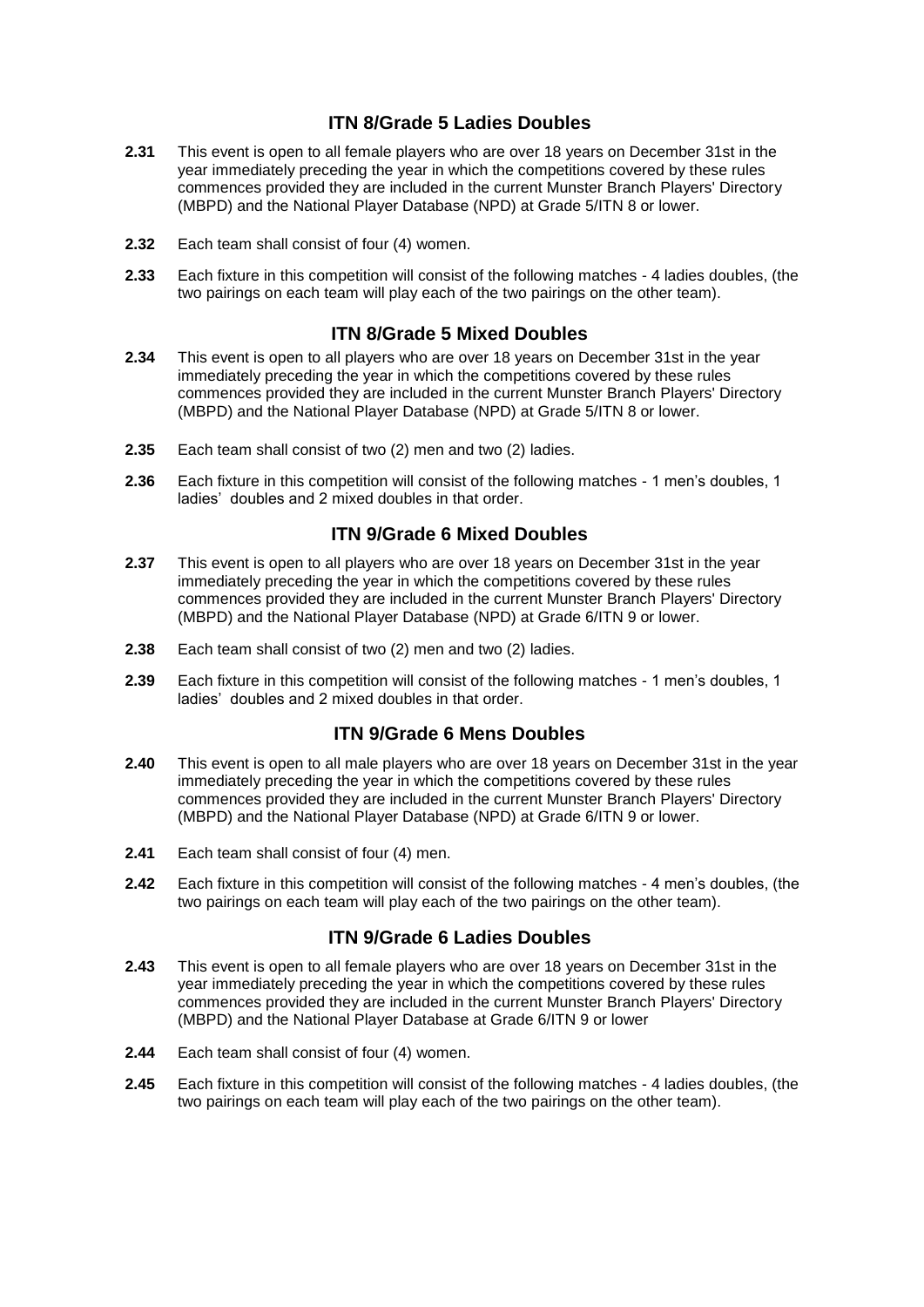## ITN 8/Grade 5 Ladies Doubles

**2.31** This event is open to all female players who are over 18 years on December 31st in the year immediately preceding the year in which the competitions covered by these rules commences provided they are included in the current Munster Branch Players' Directory (MBPD) and the National Player Database (NPD) at Grade 5/ITN 8 or lower.

**2.32** Each team shall consist of four (4) women.

**2.33** Each fixture in this competition will consist of the following matches - 4 ladies doubles, (the two pairings on each team will play each of the two pairings on the other team).

## ITN 8/Grade 5 Mixed Doubles

**2.34** This event is open to all players who are over 18 years on December 31st in the year immediately preceding the year in which the competitions covered by these rules commences provided they are included in the current Munster Branch Players' Directory (MBPD) and the National Player Database (NPD) at Grade 5/ITN 8 or lower.

**2.35** Each team shall consist of two (2) men and two (2) ladies.

**2.36** Each fixture in this competition will consist of the following matches - 1 men's doubles, 1 ladies' doubles and 2 mixed doubles in that order.

## ITN 9/Grade 6 Mixed Doubles

**2.37** This event is open to all players who are over 18 years on December 31st in the year immediately preceding the year in which the competitions covered by these rules commences provided they are included in the current Munster Branch Players' Directory (MBPD) and the National Player Database (NPD) at Grade 6/ITN 9 or lower.

**2.38** Each team shall consist of two (2) men and two (2) ladies.

**2.39** Each fixture in this competition will consist of the following matches - 1 men's doubles, 1 ladies' doubles and 2 mixed doubles in that order.

## ITN 9/Grade 6 Mens Doubles

**2.40** This event is open to all male players who are over 18 years on December 31st in the year immediately preceding the year in which the competitions covered by these rules commences provided they are included in the current Munster Branch Players' Directory (MBPD) and the National Player Database (NPD) at Grade 6/ITN 9 or lower.

**2.41** Each team shall consist of four (4) men.

**2.42** Each fixture in this competition will consist of the following matches - 4 men's doubles, (the two pairings on each team will play each of the two pairings on the other team).

## ITN 9/Grade 6 Ladies Doubles

**2.43** This event is open to all female players who are over 18 years on December 31st in the year immediately preceding the year in which the competitions covered by these rules commences provided they are included in the current Munster Branch Players' Directory (MBPD) and the National Player Database at Grade 6/ITN 9 or lower

**2.44** Each team shall consist of four (4) women.

**2.45** Each fixture in this competition will consist of the following matches - 4 ladies doubles, (the two pairings on each team will play each of the two pairings on the other team).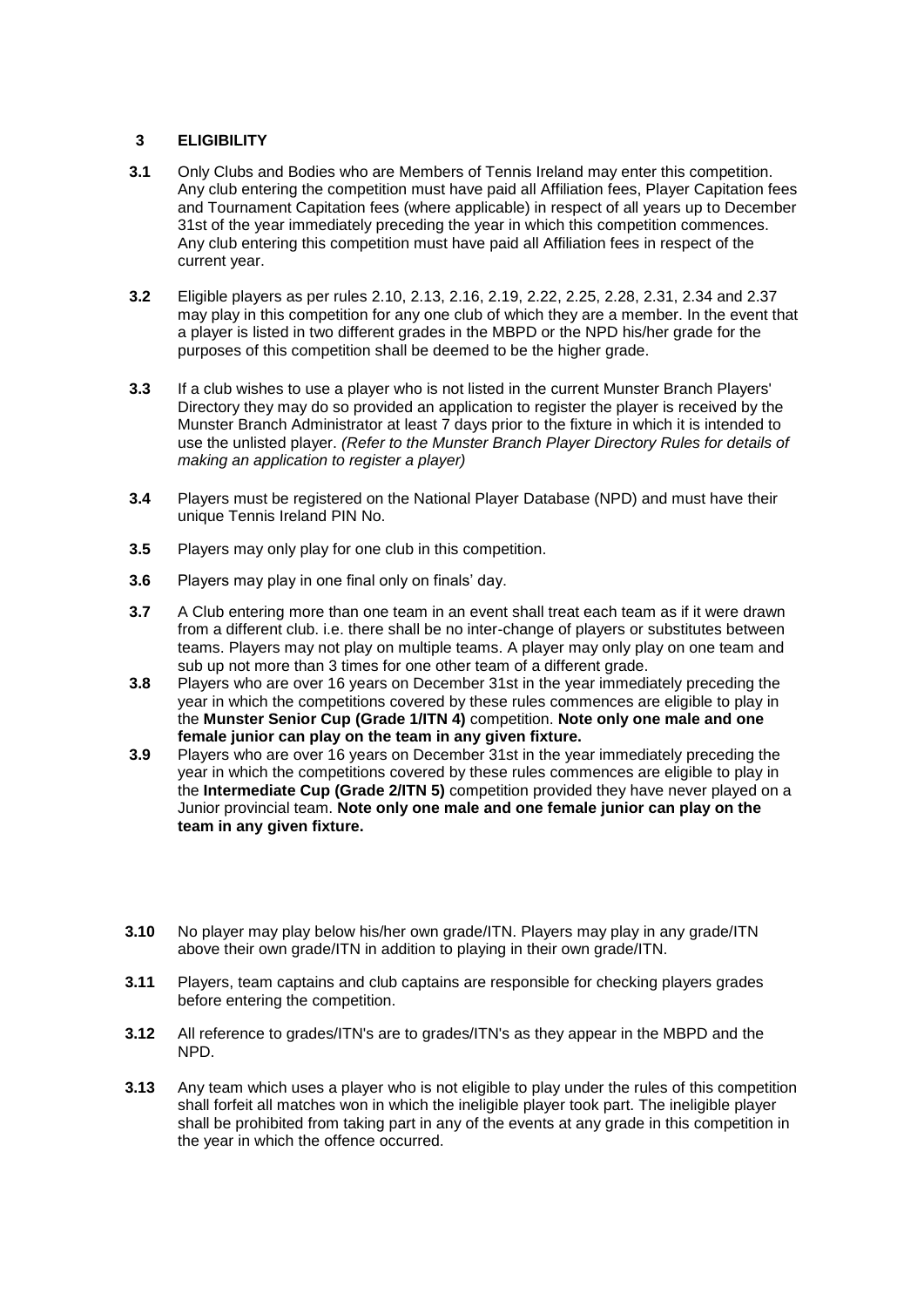## 3 ELIGIBILITY

**3.1** Only Clubs and Bodies who are Members of Tennis Ireland may enter this competition. Any club entering the competition must have paid all Affiliation fees, Player Capitation fees and Tournament Capitation fees (where applicable) in respect of all years up to December 31st of the year immediately preceding the year in which this competition commences. Any club entering this competition must have paid all Affiliation fees in respect of the current year.

**3.2** Eligible players as per rules 2.10, 2.13, 2.16, 2.19, 2.22, 2.25, 2.28, 2.31, 2.34 and 2.37 may play in this competition for any one club of which they are a member. In the event that a player is listed in two different grades in the MBPD or the NPD his/her grade for the purposes of this competition shall be deemed to be the higher grade.

**3.3** If a club wishes to use a player who is not listed in the current Munster Branch Players' Directory they may do so provided an application to register the player is received by the Munster Branch Administrator at least 7 days prior to the fixture in which it is intended to use the unlisted player. *(Refer to the Munster Branch Player Directory Rules for details of making an application to register a player)*

**3.4** Players must be registered on the National Player Database (NPD) and must have their unique Tennis Ireland PIN No.

**3.5** Players may only play for one club in this competition.

**3.6** Players may play in one final only on finals' day.

**3.7** A Club entering more than one team in an event shall treat each team as if it were drawn from a different club. i.e. there shall be no inter-change of players or substitutes between teams. Players may not play on multiple teams. A player may only play on one team and sub up not more than 3 times for one other team of a different grade.

**3.8** Players who are over 16 years on December 31st in the year immediately preceding the year in which the competitions covered by these rules commences are eligible to play in the **Munster Senior Cup (Grade 1/ITN 4)** competition. **Note only one male and one female junior can play on the team in any given fixture.**

**3.9** Players who are over 16 years on December 31st in the year immediately preceding the year in which the competitions covered by these rules commences are eligible to play in the **Intermediate Cup (Grade 2/ITN 5)** competition provided they have never played on a Junior provincial team. **Note only one male and one female junior can play on the team in any given fixture.**

**3.10** No player may play below his/her own grade/ITN. Players may play in any grade/ITN above their own grade/ITN in addition to playing in their own grade/ITN.

**3.11** Players, team captains and club captains are responsible for checking players grades before entering the competition.

**3.12** All reference to grades/ITN's are to grades/ITN's as they appear in the MBPD and the NPD.

**3.13** Any team which uses a player who is not eligible to play under the rules of this competition shall forfeit all matches won in which the ineligible player took part. The ineligible player shall be prohibited from taking part in any of the events at any grade in this competition in the year in which the offence occurred.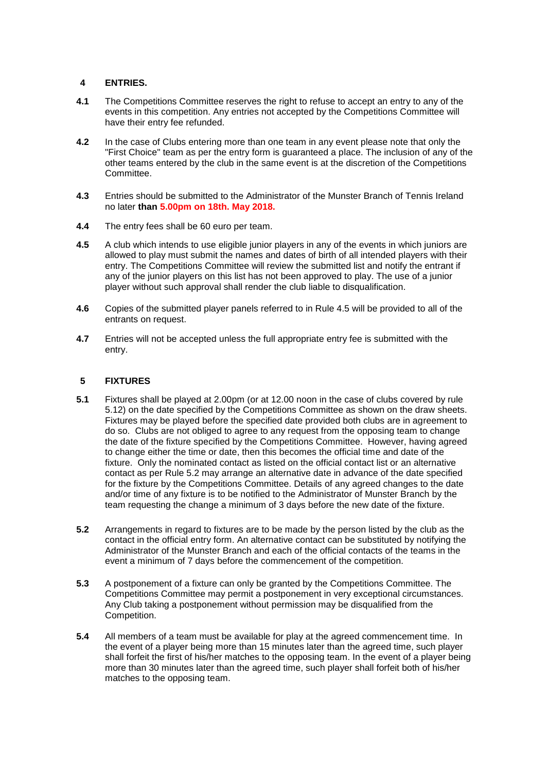## 4 ENTRIES.

**4.1** The Competitions Committee reserves the right to refuse to accept an entry to any of the events in this competition. Any entries not accepted by the Competitions Committee will have their entry fee refunded.

**4.2** In the case of Clubs entering more than one team in any event please note that only the "First Choice" team as per the entry form is guaranteed a place. The inclusion of any of the other teams entered by the club in the same event is at the discretion of the Competitions Committee.

**4.3** Entries should be submitted to the Administrator of the Munster Branch of Tennis Ireland no later **than 5.00pm on 18th. May 2018.**

**4.4** The entry fees shall be 60 euro per team.

**4.5** A club which intends to use eligible junior players in any of the events in which juniors are allowed to play must submit the names and dates of birth of all intended players with their entry. The Competitions Committee will review the submitted list and notify the entrant if any of the junior players on this list has not been approved to play. The use of a junior player without such approval shall render the club liable to disqualification.

**4.6** Copies of the submitted player panels referred to in Rule 4.5 will be provided to all of the entrants on request.

**4.7** Entries will not be accepted unless the full appropriate entry fee is submitted with the entry.

## 5 FIXTURES

**5.1** Fixtures shall be played at 2.00pm (or at 12.00 noon in the case of clubs covered by rule 5.12) on the date specified by the Competitions Committee as shown on the draw sheets. Fixtures may be played before the specified date provided both clubs are in agreement to do so. Clubs are not obliged to agree to any request from the opposing team to change the date of the fixture specified by the Competitions Committee. However, having agreed to change either the time or date, then this becomes the official time and date of the fixture. Only the nominated contact as listed on the official contact list or an alternative contact as per Rule 5.2 may arrange an alternative date in advance of the date specified for the fixture by the Competitions Committee. Details of any agreed changes to the date and/or time of any fixture is to be notified to the Administrator of Munster Branch by the team requesting the change a minimum of 3 days before the new date of the fixture.

**5.2** Arrangements in regard to fixtures are to be made by the person listed by the club as the contact in the official entry form. An alternative contact can be substituted by notifying the Administrator of the Munster Branch and each of the official contacts of the teams in the event a minimum of 7 days before the commencement of the competition.

**5.3** A postponement of a fixture can only be granted by the Competitions Committee. The Competitions Committee may permit a postponement in very exceptional circumstances. Any Club taking a postponement without permission may be disqualified from the Competition.

**5.4** All members of a team must be available for play at the agreed commencement time. In the event of a player being more than 15 minutes later than the agreed time, such player shall forfeit the first of his/her matches to the opposing team. In the event of a player being more than 30 minutes later than the agreed time, such player shall forfeit both of his/her matches to the opposing team.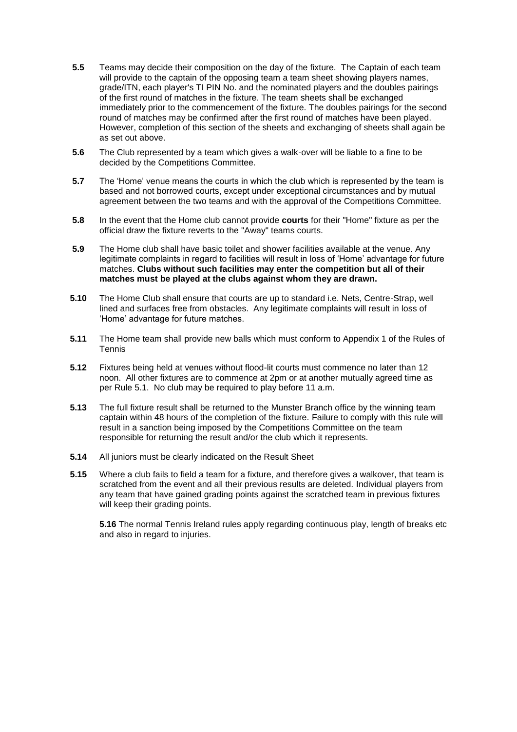**5.5** Teams may decide their composition on the day of the fixture. The Captain of each team will provide to the captain of the opposing team a team sheet showing players names, grade/ITN, each player's TI PIN No. and the nominated players and the doubles pairings of the first round of matches in the fixture. The team sheets shall be exchanged immediately prior to the commencement of the fixture. The doubles pairings for the second round of matches may be confirmed after the first round of matches have been played. However, completion of this section of the sheets and exchanging of sheets shall again be as set out above.

**5.6** The Club represented by a team which gives a walk-over will be liable to a fine to be decided by the Competitions Committee.

**5.7** The 'Home' venue means the courts in which the club which is represented by the team is based and not borrowed courts, except under exceptional circumstances and by mutual agreement between the two teams and with the approval of the Competitions Committee.

**5.8** In the event that the Home club cannot provide **courts** for their "Home" fixture as per the official draw the fixture reverts to the "Away" teams courts.

**5.9** The Home club shall have basic toilet and shower facilities available at the venue. Any legitimate complaints in regard to facilities will result in loss of 'Home' advantage for future matches. **Clubs without such facilities may enter the competition but all of their matches must be played at the clubs against whom they are drawn.**

**5.10** The Home Club shall ensure that courts are up to standard i.e. Nets, Centre-Strap, well lined and surfaces free from obstacles. Any legitimate complaints will result in loss of 'Home' advantage for future matches.

**5.11** The Home team shall provide new balls which must conform to Appendix 1 of the Rules of Tennis

**5.12** Fixtures being held at venues without flood-lit courts must commence no later than 12 noon. All other fixtures are to commence at 2pm or at another mutually agreed time as per Rule 5.1. No club may be required to play before 11 a.m.

**5.13** The full fixture result shall be returned to the Munster Branch office by the winning team captain within 48 hours of the completion of the fixture. Failure to comply with this rule will result in a sanction being imposed by the Competitions Committee on the team responsible for returning the result and/or the club which it represents.

**5.14** All juniors must be clearly indicated on the Result Sheet

**5.15** Where a club fails to field a team for a fixture, and therefore gives a walkover, that team is scratched from the event and all their previous results are deleted. Individual players from any team that have gained grading points against the scratched team in previous fixtures will keep their grading points.

**5.16** The normal Tennis Ireland rules apply regarding continuous play, length of breaks etc and also in regard to injuries.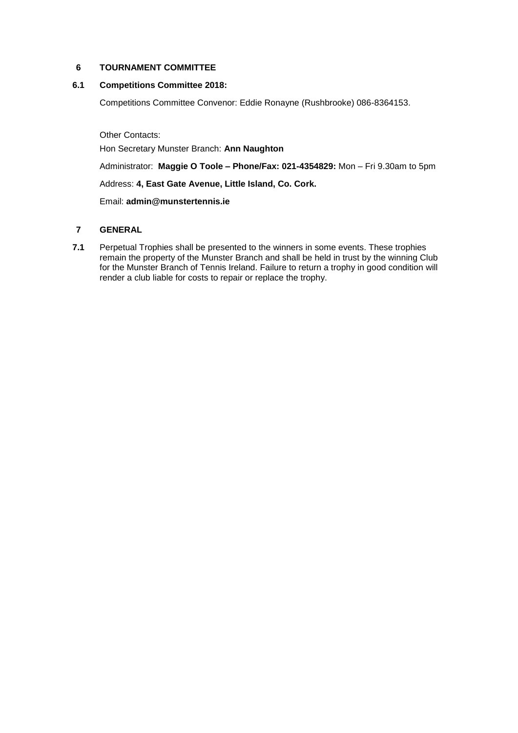## 6 TOURNAMENT COMMITTEE

### 6.1 Competitions Committee 2018:

Competitions Committee Convenor: Eddie Ronayne (Rushbrooke) 086-8364153.

Other Contacts:

Hon Secretary Munster Branch: **Ann Naughton**

Administrator: **Maggie O Toole – Phone/Fax: 021-4354829:** Mon – Fri 9.30am to 5pm

Address: **4, East Gate Avenue, Little Island, Co. Cork.**

Email: **admin@munstertennis.ie**

## 7 GENERAL

**7.1** Perpetual Trophies shall be presented to the winners in some events. These trophies remain the property of the Munster Branch and shall be held in trust by the winning Club for the Munster Branch of Tennis Ireland. Failure to return a trophy in good condition will render a club liable for costs to repair or replace the trophy.